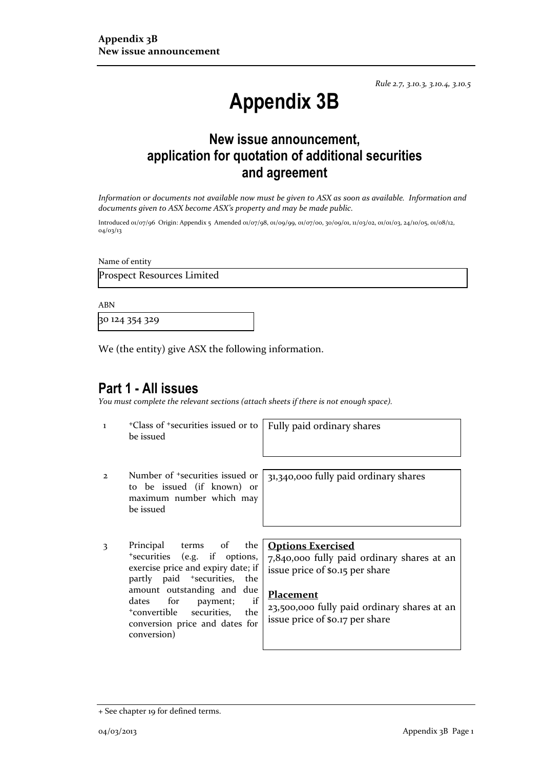*Rule 2.7, 3.10.3, 3.10.4, 3.10.5*

# Appendix 3B

## New issue announcement, application for quotation of additional securities and agreement

*Information or documents not available now must be given to ASX as soon as available. Information and documents given to ASX become ASX's property and may be made public.*

Introduced 01/07/96 Origin: Appendix 5 Amended 01/07/98, 01/09/99, 01/07/00, 30/09/01, 11/03/02, 01/01/03, 24/10/05, 01/08/12, 04/03/13

Name of entity

Prospect Resources Limited

ABN

30 124 354 329

We (the entity) give ASX the following information.

## Part 1 - All issues

*You must complete the relevant sections (attach sheets if there is not enough space).*

| | | |
|---|---|---|
| 1 | +Class of +securities issued or to be issued | Fully paid ordinary shares |
| 2 | Number of +securities issued or to be issued (if known) or maximum number which may be issued | 31,340,000 fully paid ordinary shares |
| 3 | Principal terms of the +securities (e.g. if options, exercise price and expiry date; if partly paid +securities, the amount outstanding and due dates for payment; if +convertible securities, the conversion price and dates for conversion) | **Options Exercised**<br>7,840,000 fully paid ordinary shares at an issue price of $0.15 per share<br><br>**Placement**<br>23,500,000 fully paid ordinary shares at an issue price of $0.17 per share |

+ See chapter 19 for defined terms.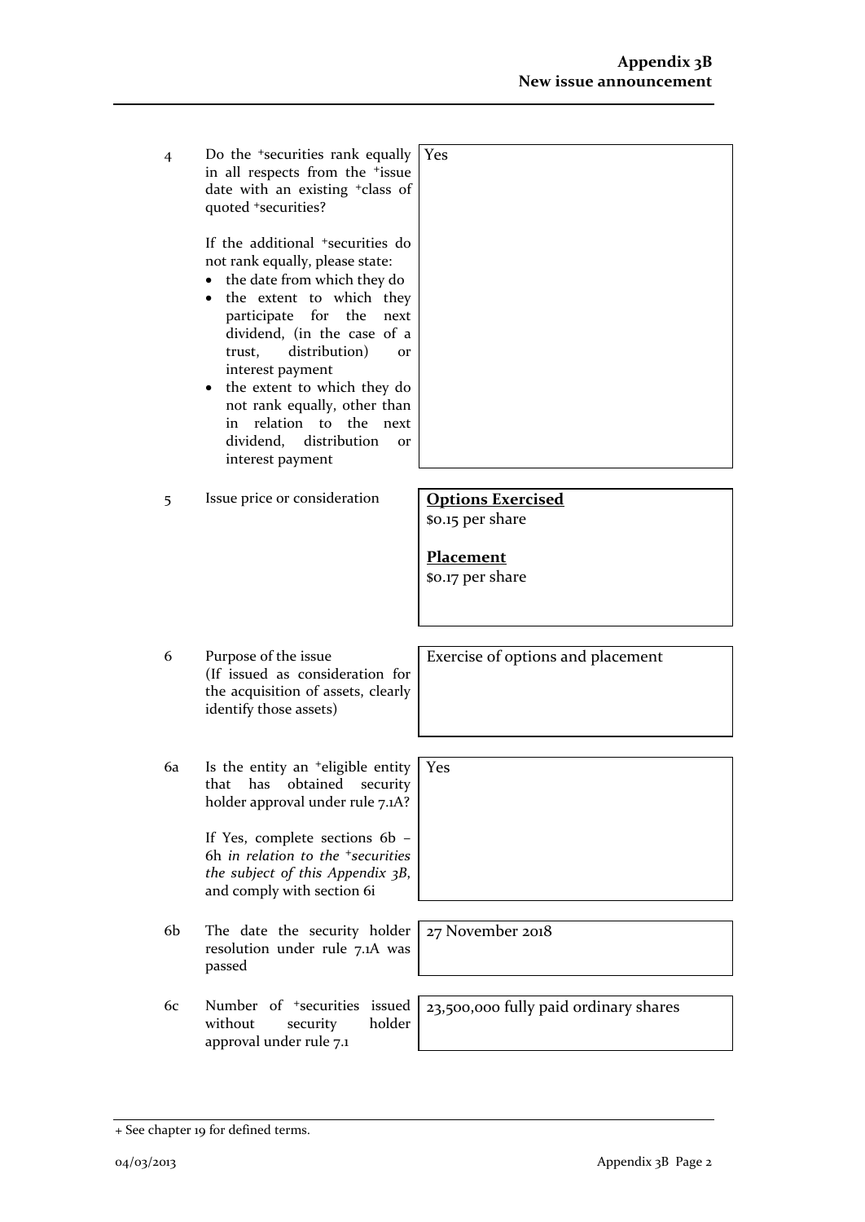| | | |
|---|---|---|
| 4 | Do the +securities rank equally in all respects from the +issue date with an existing +class of quoted +securities?<br><br>If the additional +securities do not rank equally, please state:<br>• the date from which they do<br>• the extent to which they participate for the next dividend, (in the case of a trust, distribution) or interest payment<br>• the extent to which they do not rank equally, other than in relation to the next dividend, distribution or interest payment | Yes |
| 5 | Issue price or consideration | **Options Exercised**<br>$0.15 per share<br><br>**Placement**<br>$0.17 per share |
| 6 | Purpose of the issue<br>(If issued as consideration for the acquisition of assets, clearly identify those assets) | Exercise of options and placement |
| 6a | Is the entity an +eligible entity that has obtained security holder approval under rule 7.1A?<br><br>If Yes, complete sections 6b – 6h *in relation to the +securities the subject of this Appendix 3B*, and comply with section 6i | Yes |
| 6b | The date the security holder resolution under rule 7.1A was passed | 27 November 2018 |
| 6c | Number of +securities issued without security holder approval under rule 7.1 | 23,500,000 fully paid ordinary shares |

+ See chapter 19 for defined terms.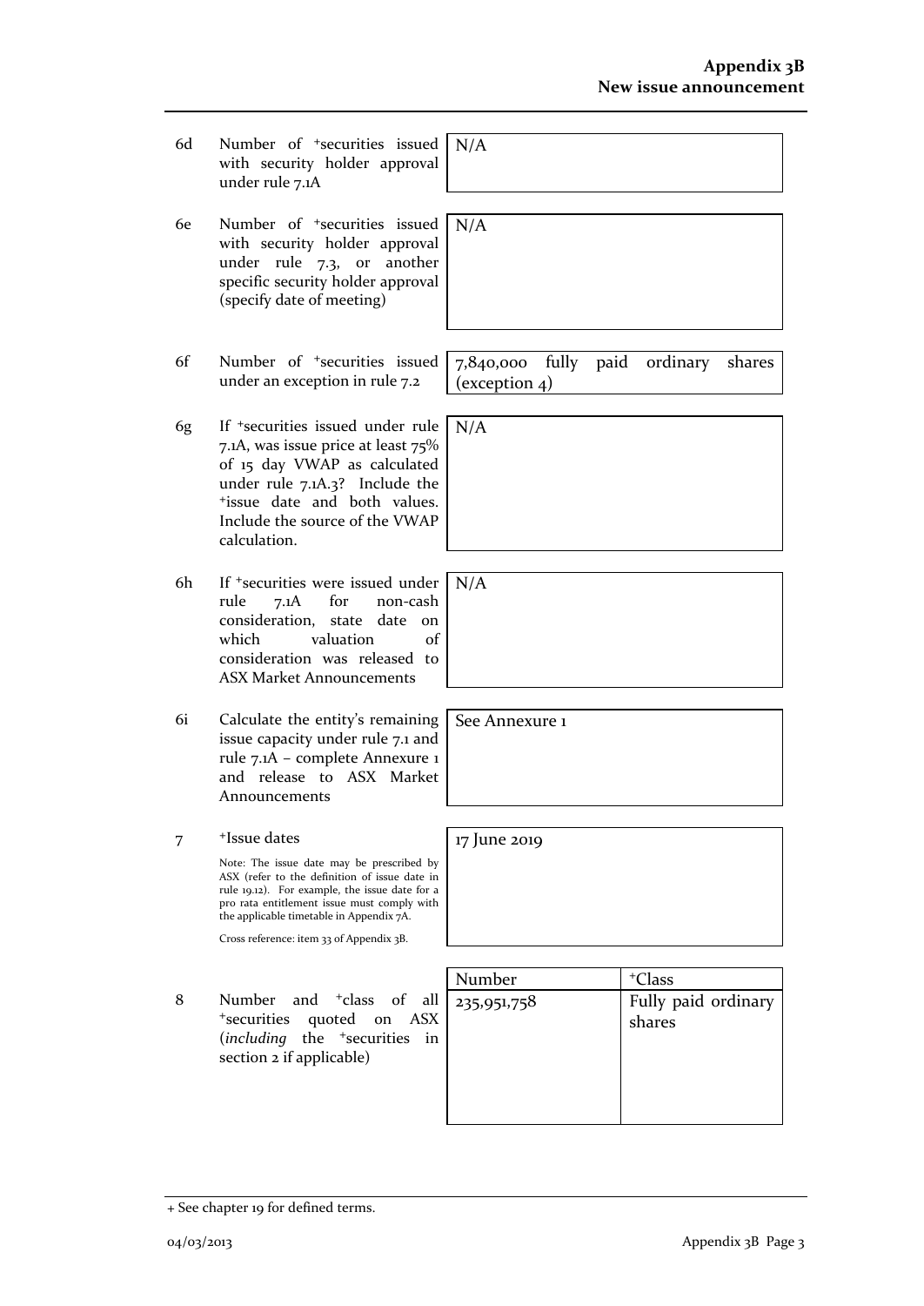| | | |
|---|---|---|
| 6d | Number of +securities issued with security holder approval under rule 7.1A | N/A |
| 6e | Number of +securities issued with security holder approval under rule 7.3, or another specific security holder approval (specify date of meeting) | N/A |
| 6f | Number of +securities issued under an exception in rule 7.2 | 7,840,000 fully paid ordinary shares (exception 4) |
| 6g | If +securities issued under rule 7.1A, was issue price at least 75% of 15 day VWAP as calculated under rule 7.1A.3? Include the +issue date and both values. Include the source of the VWAP calculation. | N/A |
| 6h | If +securities were issued under rule 7.1A for non-cash consideration, state date on which valuation of consideration was released to ASX Market Announcements | N/A |
| 6i | Calculate the entity's remaining issue capacity under rule 7.1 and rule 7.1A – complete Annexure 1 and release to ASX Market Announcements | See Annexure 1 |
| 7 | +Issue dates<br><br>Note: The issue date may be prescribed by ASX (refer to the definition of issue date in rule 19.12). For example, the issue date for a pro rata entitlement issue must comply with the applicable timetable in Appendix 7A.<br><br>Cross reference: item 33 of Appendix 3B. | 17 June 2019 |

| | | Number | +Class |
|---|---|---|---|
| 8 | Number and +class of all +securities quoted on ASX (*including* the +securities in section 2 if applicable) | 235,951,758 | Fully paid ordinary shares |

+ See chapter 19 for defined terms.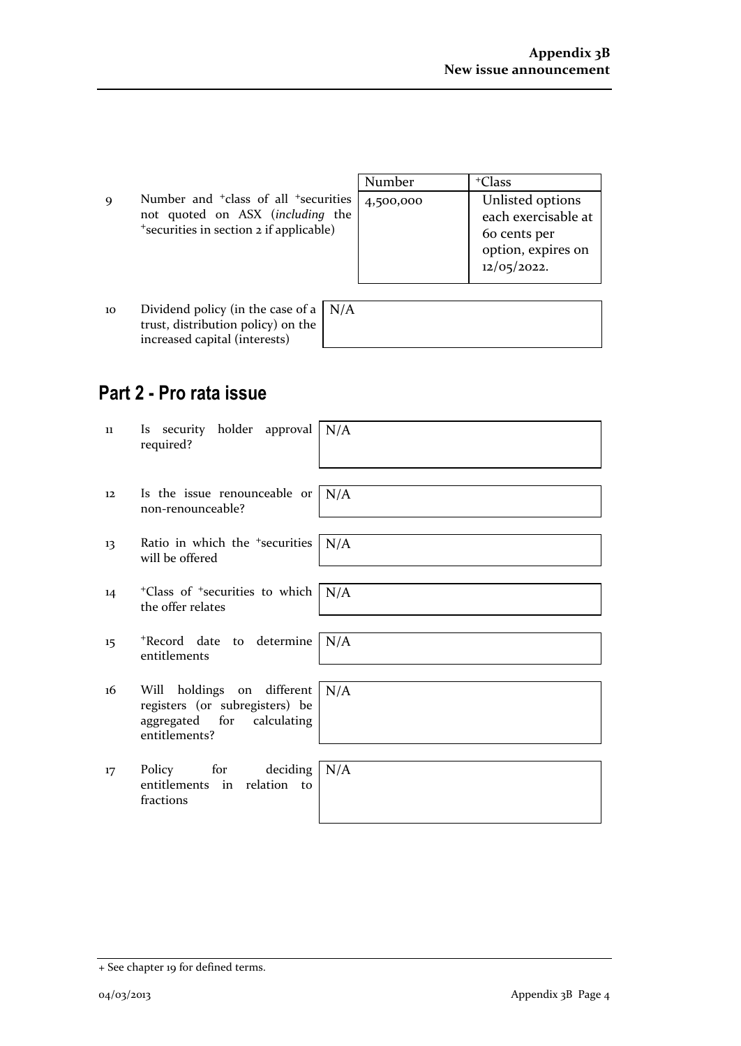| | | Number | +Class |
|---|---|---|---|
| 9 | Number and +class of all +securities not quoted on ASX (*including* the +securities in section 2 if applicable) | 4,500,000 | Unlisted options each exercisable at 60 cents per option, expires on 12/05/2022. |

| | | |
|---|---|---|
| 10 | Dividend policy (in the case of a trust, distribution policy) on the increased capital (interests) | N/A |

## Part 2 - Pro rata issue

| | | |
|---|---|---|
| 11 | Is security holder approval required? | N/A |
| 12 | Is the issue renounceable or non-renounceable? | N/A |
| 13 | Ratio in which the +securities will be offered | N/A |
| 14 | +Class of +securities to which the offer relates | N/A |
| 15 | +Record date to determine entitlements | N/A |
| 16 | Will holdings on different registers (or subregisters) be aggregated for calculating entitlements? | N/A |
| 17 | Policy for deciding entitlements in relation to fractions | N/A |

+ See chapter 19 for defined terms.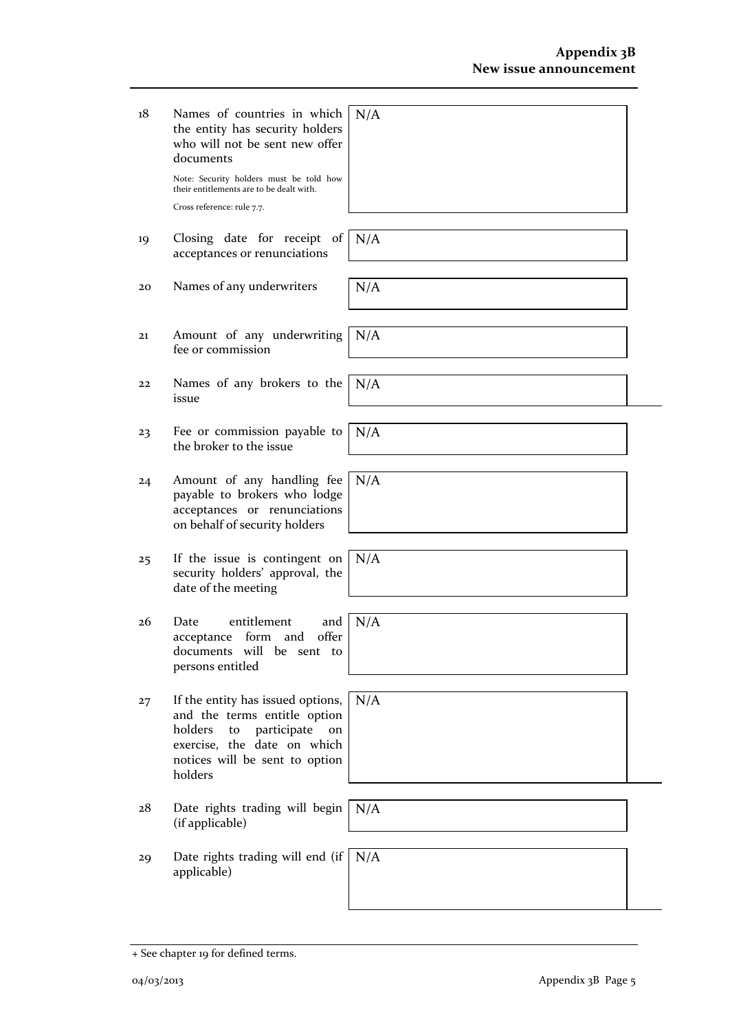| | | |
|---|---|---|
| 18 | Names of countries in which the entity has security holders who will not be sent new offer documents<br><br>Note: Security holders must be told how their entitlements are to be dealt with.<br><br>Cross reference: rule 7.7. | N/A |
| 19 | Closing date for receipt of acceptances or renunciations | N/A |
| 20 | Names of any underwriters | N/A |
| 21 | Amount of any underwriting fee or commission | N/A |
| 22 | Names of any brokers to the issue | N/A |
| 23 | Fee or commission payable to the broker to the issue | N/A |
| 24 | Amount of any handling fee payable to brokers who lodge acceptances or renunciations on behalf of security holders | N/A |
| 25 | If the issue is contingent on security holders' approval, the date of the meeting | N/A |
| 26 | Date entitlement and acceptance form and offer documents will be sent to persons entitled | N/A |
| 27 | If the entity has issued options, and the terms entitle option holders to participate on exercise, the date on which notices will be sent to option holders | N/A |
| 28 | Date rights trading will begin (if applicable) | N/A |
| 29 | Date rights trading will end (if applicable) | N/A |

+ See chapter 19 for defined terms.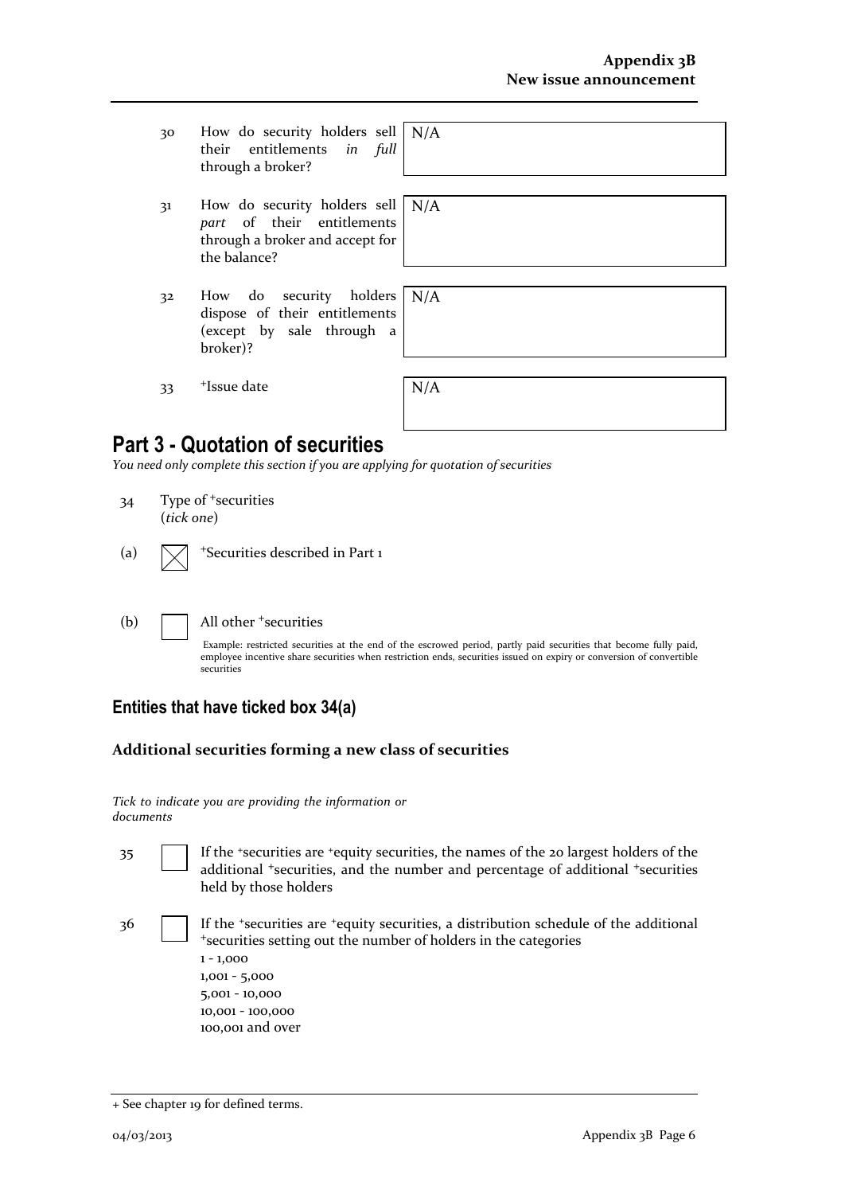| | | |
|---|---|---|
| 30 | How do security holders sell their entitlements *in full* through a broker? | N/A |
| 31 | How do security holders sell *part* of their entitlements through a broker and accept for the balance? | N/A |
| 32 | How do security holders dispose of their entitlements (except by sale through a broker)? | N/A |
| 33 | +Issue date | N/A |

# Part 3 - Quotation of securities

*You need only complete this section if you are applying for quotation of securities*

34 Type of +securities
(*tick one*)

(a) ☒ +Securities described in Part 1

(b) ☐ All other +securities

Example: restricted securities at the end of the escrowed period, partly paid securities that become fully paid, employee incentive share securities when restriction ends, securities issued on expiry or conversion of convertible securities

## Entities that have ticked box 34(a)

### Additional securities forming a new class of securities

*Tick to indicate you are providing the information or documents*

35 ☐ If the +securities are +equity securities, the names of the 20 largest holders of the additional +securities, and the number and percentage of additional +securities held by those holders

36 ☐ If the +securities are +equity securities, a distribution schedule of the additional +securities setting out the number of holders in the categories
1 - 1,000
1,001 - 5,000
5,001 - 10,000
10,001 - 100,000
100,001 and over

+ See chapter 19 for defined terms.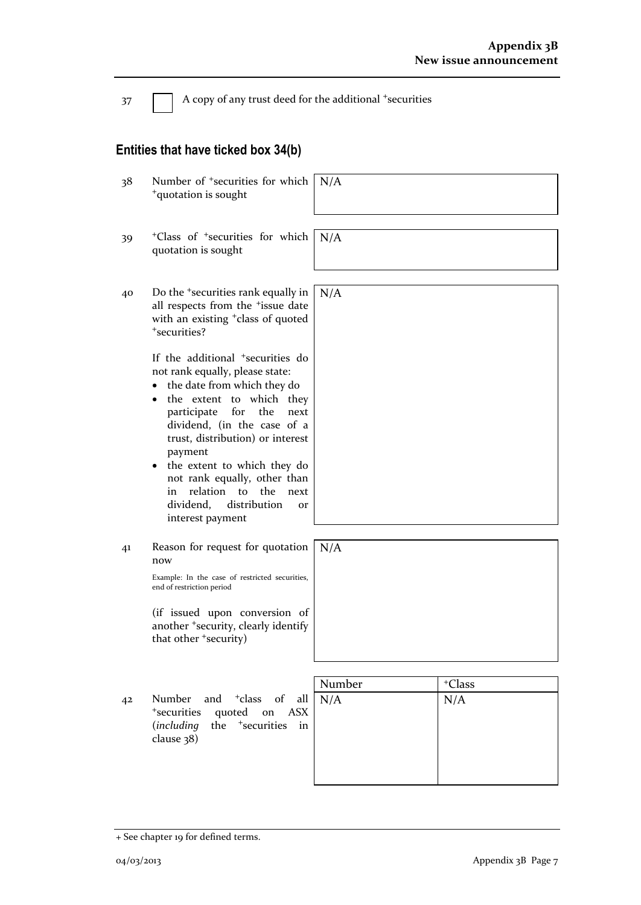37 ☐ A copy of any trust deed for the additional +securities

## Entities that have ticked box 34(b)

| | | |
|---|---|---|
| 38 | Number of +securities for which +quotation is sought | N/A |
| 39 | +Class of +securities for which quotation is sought | N/A |
| 40 | Do the +securities rank equally in all respects from the +issue date with an existing +class of quoted +securities?<br><br>If the additional +securities do not rank equally, please state:<br>• the date from which they do<br>• the extent to which they participate for the next dividend, (in the case of a trust, distribution) or interest payment<br>• the extent to which they do not rank equally, other than in relation to the next dividend, distribution or interest payment | N/A |
| 41 | Reason for request for quotation now<br><br>Example: In the case of restricted securities, end of restriction period<br><br>(if issued upon conversion of another +security, clearly identify that other +security) | N/A |

| | | Number | +Class |
|---|---|---|---|
| 42 | Number and +class of all +securities quoted on ASX (*including* the +securities in clause 38) | N/A | N/A |

+ See chapter 19 for defined terms.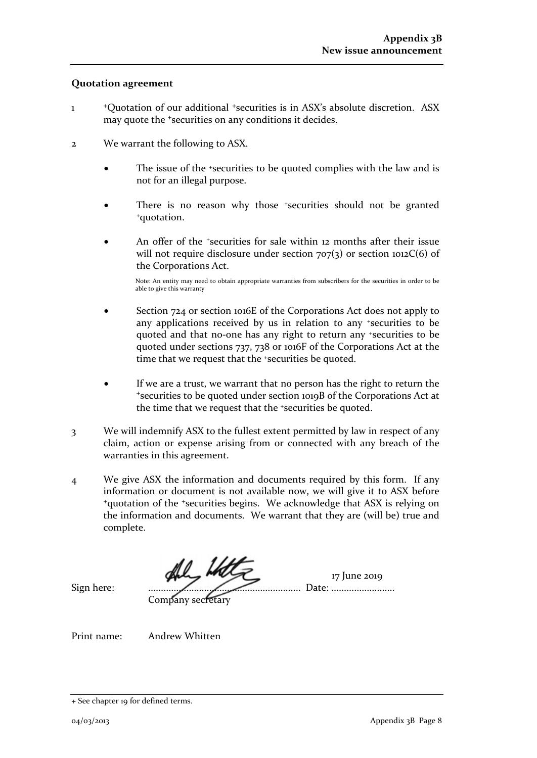## Quotation agreement

1. +Quotation of our additional +securities is in ASX's absolute discretion. ASX may quote the +securities on any conditions it decides.

2. We warrant the following to ASX.

   - The issue of the +securities to be quoted complies with the law and is not for an illegal purpose.

   - There is no reason why those +securities should not be granted +quotation.

   - An offer of the +securities for sale within 12 months after their issue will not require disclosure under section 707(3) or section 1012C(6) of the Corporations Act.

     Note: An entity may need to obtain appropriate warranties from subscribers for the securities in order to be able to give this warranty

   - Section 724 or section 1016E of the Corporations Act does not apply to any applications received by us in relation to any +securities to be quoted and that no-one has any right to return any +securities to be quoted under sections 737, 738 or 1016F of the Corporations Act at the time that we request that the +securities be quoted.

   - If we are a trust, we warrant that no person has the right to return the +securities to be quoted under section 1019B of the Corporations Act at the time that we request that the +securities be quoted.

3. We will indemnify ASX to the fullest extent permitted by law in respect of any claim, action or expense arising from or connected with any breach of the warranties in this agreement.

4. We give ASX the information and documents required by this form. If any information or document is not available now, we will give it to ASX before +quotation of the +securities begins. We acknowledge that ASX is relying on the information and documents. We warrant that they are (will be) true and complete.

Sign here: ............................................................ Date: 17 June 2019
Company secretary

Print name: Andrew Whitten

+ See chapter 19 for defined terms.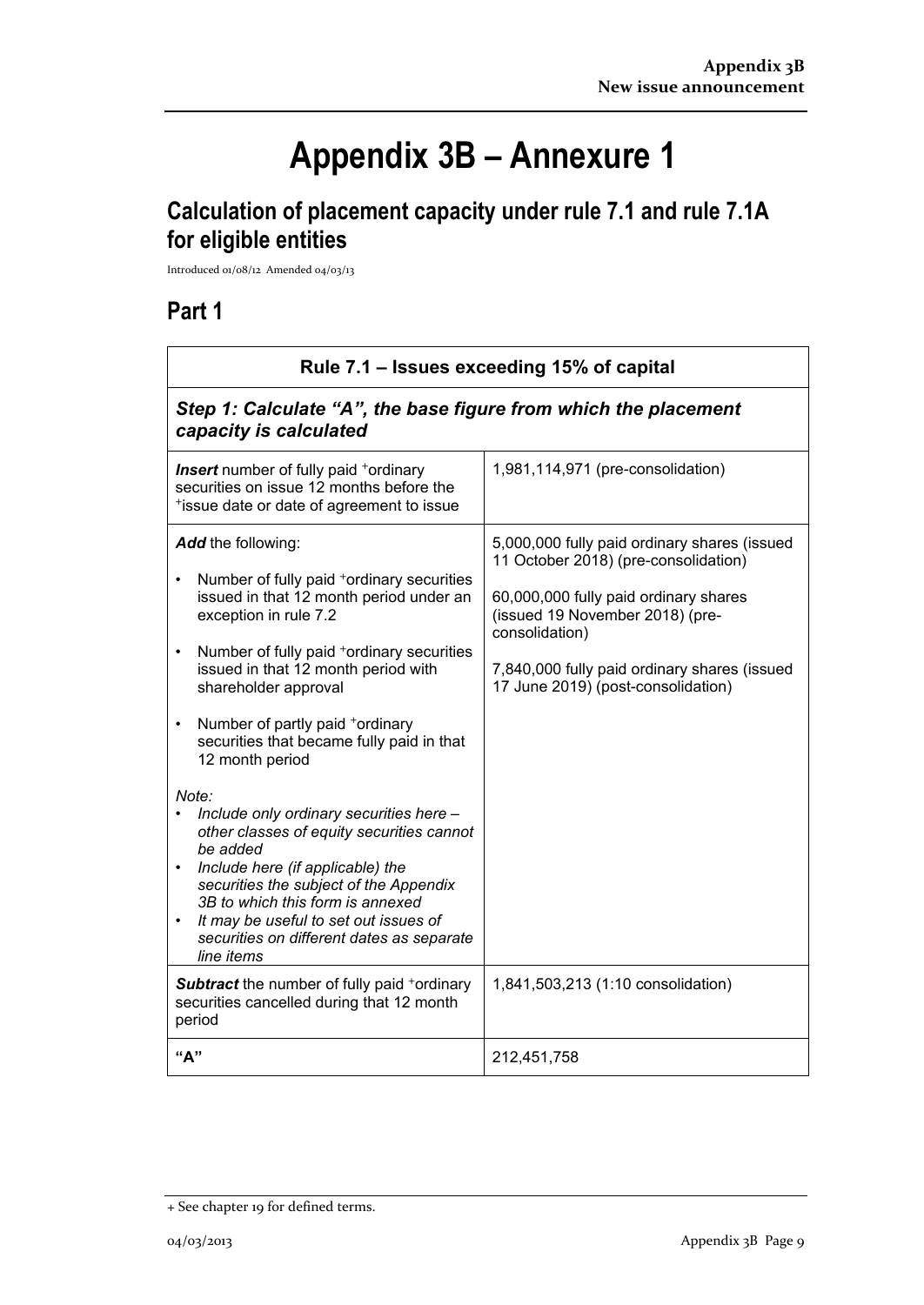# Appendix 3B – Annexure 1

## Calculation of placement capacity under rule 7.1 and rule 7.1A for eligible entities

Introduced 01/08/12 Amended 04/03/13

## Part 1

| Rule 7.1 – Issues exceeding 15% of capital | |
|---|---|
| ***Step 1: Calculate "A", the base figure from which the placement capacity is calculated*** | |
| ***Insert*** number of fully paid +ordinary securities on issue 12 months before the +issue date or date of agreement to issue | 1,981,114,971 (pre-consolidation) |
| ***Add*** the following:<br>• Number of fully paid +ordinary securities issued in that 12 month period under an exception in rule 7.2<br>• Number of fully paid +ordinary securities issued in that 12 month period with shareholder approval<br>• Number of partly paid +ordinary securities that became fully paid in that 12 month period<br>*Note:*<br>• *Include only ordinary securities here – other classes of equity securities cannot be added*<br>• *Include here (if applicable) the securities the subject of the Appendix 3B to which this form is annexed*<br>• *It may be useful to set out issues of securities on different dates as separate line items* | 5,000,000 fully paid ordinary shares (issued 11 October 2018) (pre-consolidation)<br>60,000,000 fully paid ordinary shares (issued 19 November 2018) (pre-consolidation)<br>7,840,000 fully paid ordinary shares (issued 17 June 2019) (post-consolidation) |
| ***Subtract*** the number of fully paid +ordinary securities cancelled during that 12 month period | 1,841,503,213 (1:10 consolidation) |
| **"A"** | 212,451,758 |

+ See chapter 19 for defined terms.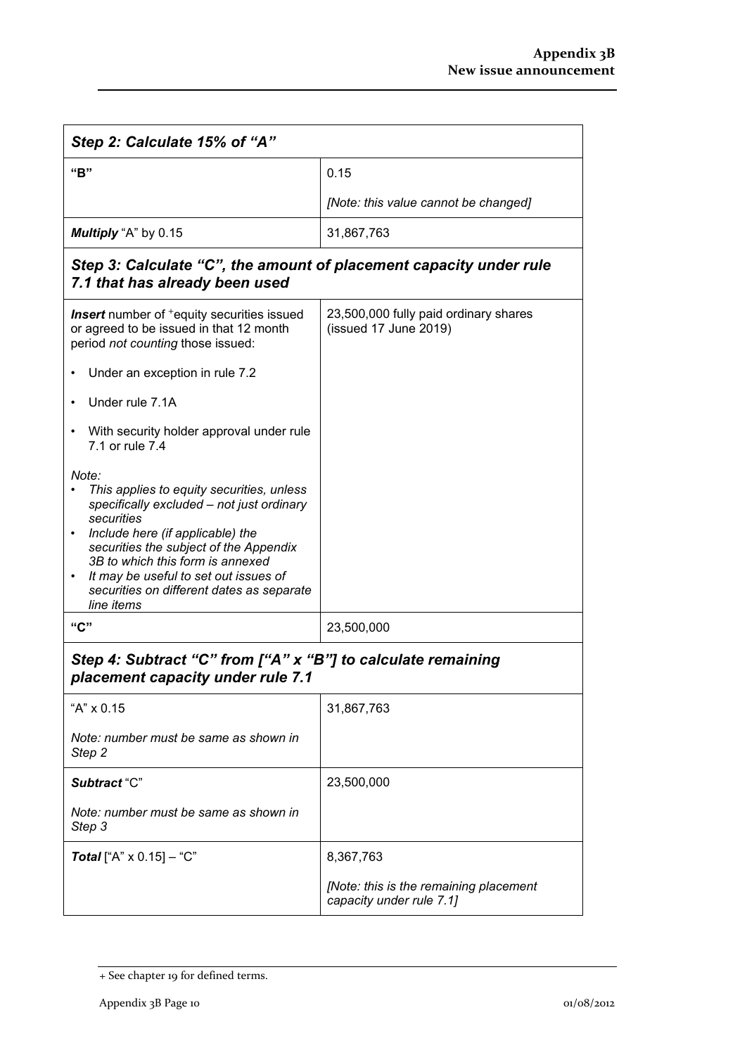| *Step 2: Calculate 15% of "A"* | |
|---|---|
| **"B"** | 0.15<br><br>*[Note: this value cannot be changed]* |
| ***Multiply*** "A" by 0.15 | 31,867,763 |
| ***Step 3: Calculate "C", the amount of placement capacity under rule 7.1 that has already been used*** | |
| ***Insert*** number of +equity securities issued or agreed to be issued in that 12 month period *not counting* those issued:<br><br>• Under an exception in rule 7.2<br><br>• Under rule 7.1A<br><br>• With security holder approval under rule 7.1 or rule 7.4<br><br>*Note:*<br>• *This applies to equity securities, unless specifically excluded – not just ordinary securities*<br>• *Include here (if applicable) the securities the subject of the Appendix 3B to which this form is annexed*<br>• *It may be useful to set out issues of securities on different dates as separate line items* | 23,500,000 fully paid ordinary shares (issued 17 June 2019) |
| **"C"** | 23,500,000 |
| ***Step 4: Subtract "C" from ["A" x "B"] to calculate remaining placement capacity under rule 7.1*** | |
| "A" x 0.15<br><br>*Note: number must be same as shown in Step 2* | 31,867,763 |
| ***Subtract*** "C"<br><br>*Note: number must be same as shown in Step 3* | 23,500,000 |
| ***Total*** ["A" x 0.15] – "C" | 8,367,763<br><br>*[Note: this is the remaining placement capacity under rule 7.1]* |

+ See chapter 19 for defined terms.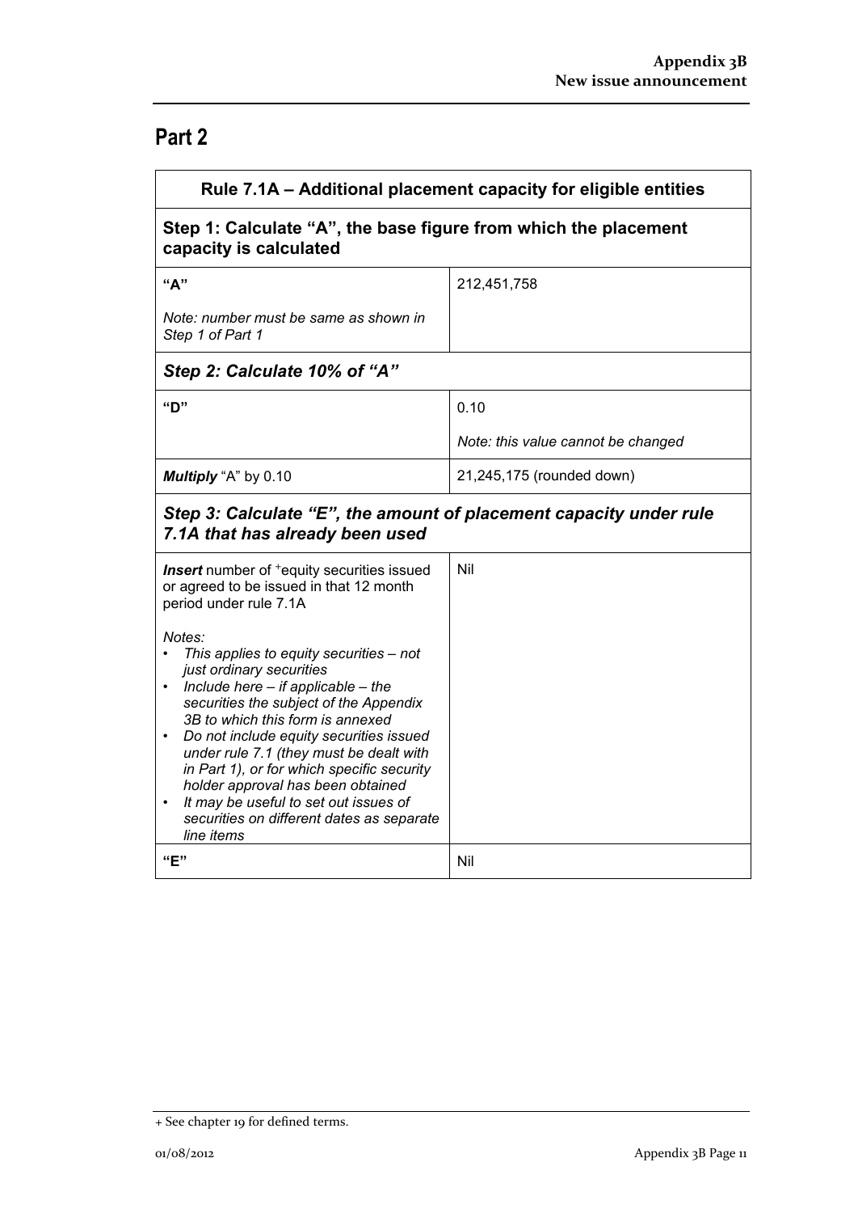# Part 2

| Rule 7.1A – Additional placement capacity for eligible entities | |
|---|---|
| **Step 1: Calculate "A", the base figure from which the placement capacity is calculated** | |
| **"A"**<br><br>*Note: number must be same as shown in Step 1 of Part 1* | 212,451,758 |
| ***Step 2: Calculate 10% of "A"*** | |
| **"D"** | 0.10<br><br>*Note: this value cannot be changed* |
| ***Multiply*** "A" by 0.10 | 21,245,175 (rounded down) |
| ***Step 3: Calculate "E", the amount of placement capacity under rule 7.1A that has already been used*** | |
| ***Insert*** number of +equity securities issued or agreed to be issued in that 12 month period under rule 7.1A<br><br>*Notes:*<br>• *This applies to equity securities – not just ordinary securities*<br>• *Include here – if applicable – the securities the subject of the Appendix 3B to which this form is annexed*<br>• *Do not include equity securities issued under rule 7.1 (they must be dealt with in Part 1), or for which specific security holder approval has been obtained*<br>• *It may be useful to set out issues of securities on different dates as separate line items* | Nil |
| **"E"** | Nil |

+ See chapter 19 for defined terms.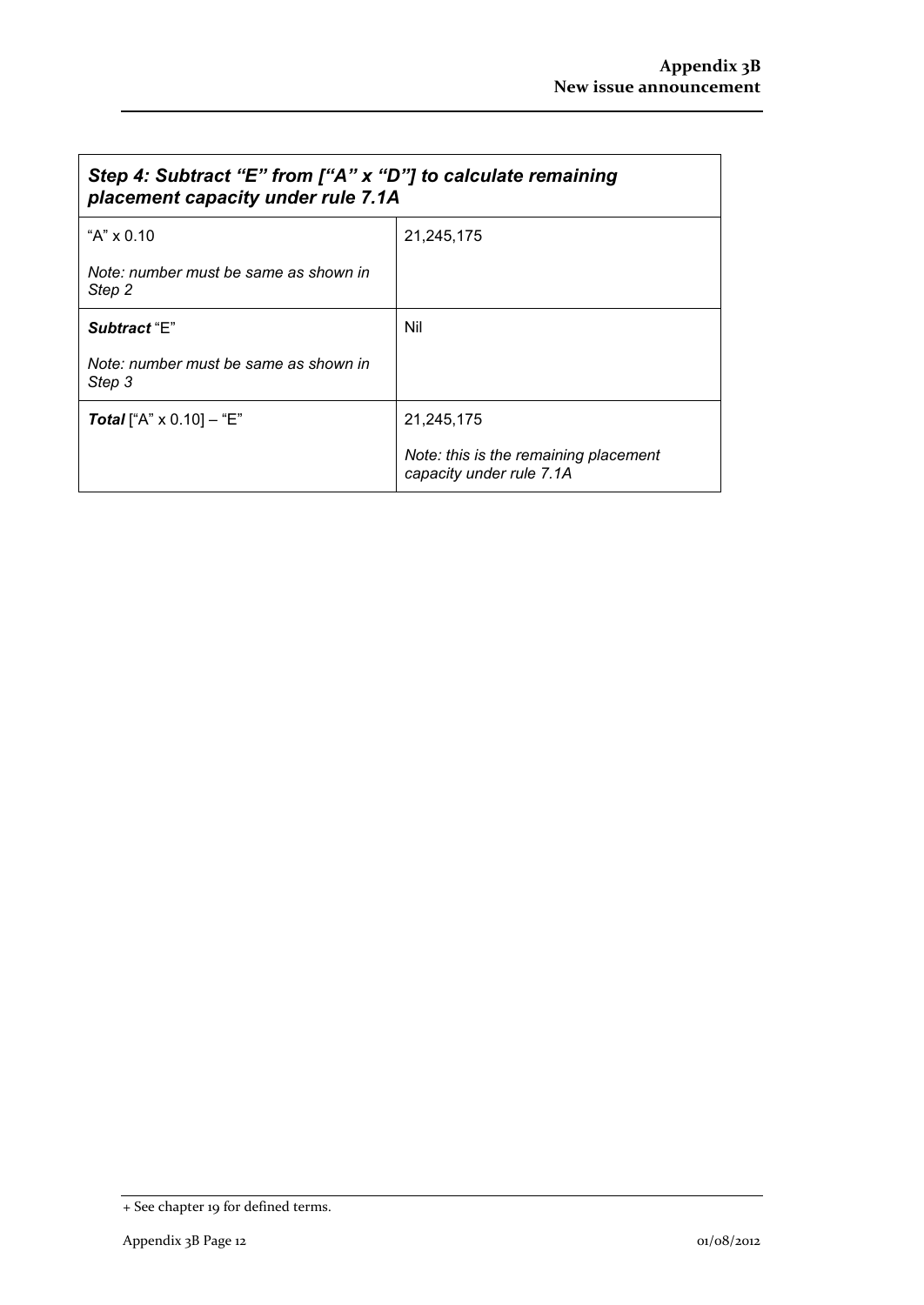| *Step 4: Subtract "E" from ["A" x "D"] to calculate remaining placement capacity under rule 7.1A* | |
|---|---|
| "A" x 0.10<br><br>*Note: number must be same as shown in Step 2* | 21,245,175 |
| ***Subtract*** "E"<br><br>*Note: number must be same as shown in Step 3* | Nil |
| ***Total*** ["A" x 0.10] – "E" | 21,245,175<br><br>*Note: this is the remaining placement capacity under rule 7.1A* |

+ See chapter 19 for defined terms.